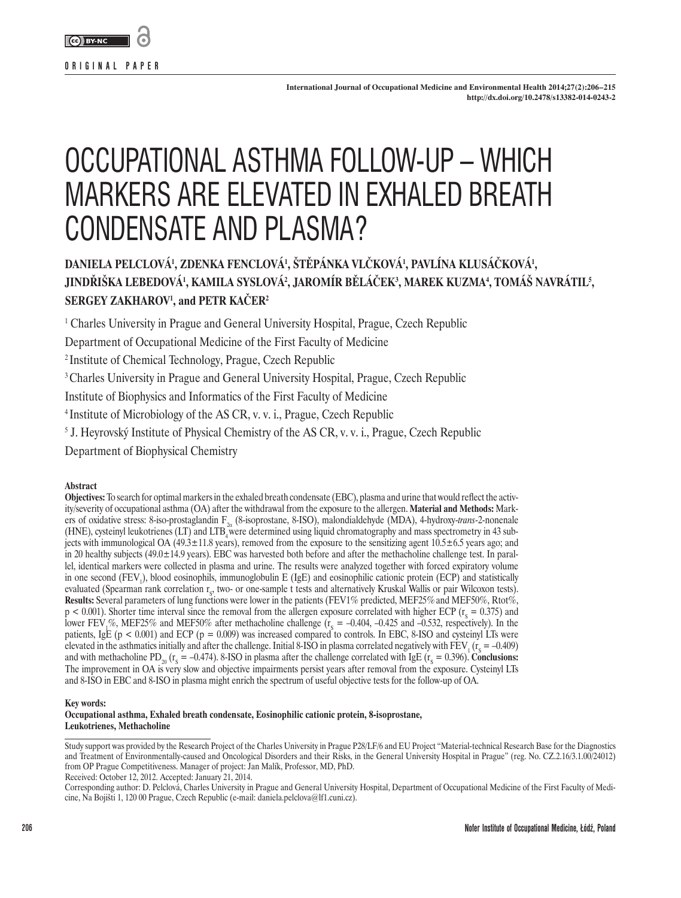ORIGINAL PAPER

# OCCUPATIONAL ASTHMA FOLLOW-UP – WHICH MARKERS ARE ELEVATED IN EXHALED BREATH CONDENSATE AND PLASMA?

**DANIELA PELCLOVÁ[1], ZDENKA FENCLOVÁ[1], ŠTĚPÁNKA VLČKOVÁ[1], PAVLÍNA KLUSÁČKOVÁ[1], JINDŘIŠKA LEBEDOVÁ[1], KAMILA SYSLOVÁ[2], JAROMÍR BĚLÁČEK[3], MAREK KUZMA[4], TOMÁŠ NAVRÁTIL[5], SERGEY ZAKHAROV[1], and PETR KAČER[2]**

[1] Charles University in Prague and General University Hospital, Prague, Czech Republic
Department of Occupational Medicine of the First Faculty of Medicine

[2] Institute of Chemical Technology, Prague, Czech Republic

[3] Charles University in Prague and General University Hospital, Prague, Czech Republic
Institute of Biophysics and Informatics of the First Faculty of Medicine

[4] Institute of Microbiology of the AS CR, v. v. i., Prague, Czech Republic

[5] J. Heyrovský Institute of Physical Chemistry of the AS CR, v. v. i., Prague, Czech Republic
Department of Biophysical Chemistry

## Abstract

**Objectives:** To search for optimal markers in the exhaled breath condensate (EBC), plasma and urine that would reflect the activity/severity of occupational asthma (OA) after the withdrawal from the exposure to the allergen. **Material and Methods:** Markers of oxidative stress: 8-iso-prostaglandin $F_{2\alpha}$ (8-isoprostane, 8-ISO), malondialdehyde (MDA), 4-hydroxy-*trans*-2-nonenale (HNE), cysteinyl leukotrienes (LT) and $LTB_4$ were determined using liquid chromatography and mass spectrometry in 43 subjects with immunological OA (49.3±11.8 years), removed from the exposure to the sensitizing agent 10.5±6.5 years ago; and in 20 healthy subjects (49.0±14.9 years). EBC was harvested both before and after the methacholine challenge test. In parallel, identical markers were collected in plasma and urine. The results were analyzed together with forced expiratory volume in one second ($FEV_1$), blood eosinophils, immunoglobulin E (IgE) and eosinophilic cationic protein (ECP) and statistically evaluated (Spearman rank correlation $r_s$, two- or one-sample t tests and alternatively Kruskal Wallis or pair Wilcoxon tests). **Results:** Several parameters of lung functions were lower in the patients (FEV1% predicted, MEF25% and MEF50%, Rtot%, $p < 0.001$). Shorter time interval since the removal from the allergen exposure correlated with higher ECP ($r_s = 0.375$) and lower $FEV_1$%, MEF25% and MEF50% after methacholine challenge ($r_s = -0.404$, $-0.425$ and $-0.532$, respectively). In the patients, IgE ($p < 0.001$) and ECP ($p = 0.009$) was increased compared to controls. In EBC, 8-ISO and cysteinyl LTs were elevated in the asthmatics initially and after the challenge. Initial 8-ISO in plasma correlated negatively with $FEV_1$ ($r_s = -0.409$) and with methacholine $PD_{20}$ ($r_s = -0.474$). 8-ISO in plasma after the challenge correlated with IgE ($r_s = 0.396$). **Conclusions:** The improvement in OA is very slow and objective impairments persist years after removal from the exposure. Cysteinyl LTs and 8-ISO in EBC and 8-ISO in plasma might enrich the spectrum of useful objective tests for the follow-up of OA.

**Key words:**
**Occupational asthma, Exhaled breath condensate, Eosinophilic cationic protein, 8-isoprostane, Leukotrienes, Methacholine**

Study support was provided by the Research Project of the Charles University in Prague P28/LF/6 and EU Project "Material-technical Research Base for the Diagnostics and Treatment of Environmentally-caused and Oncological Disorders and their Risks, in the General University Hospital in Prague" (reg. No. CZ.2.16/3.1.00/24012) from OP Prague Competitiveness. Manager of project: Jan Malík, Professor, MD, PhD.
Received: October 12, 2012. Accepted: January 21, 2014.
Corresponding author: D. Pelclová, Charles University in Prague and General University Hospital, Department of Occupational Medicine of the First Faculty of Medicine, Na Bojišti 1, 120 00 Prague, Czech Republic (e-mail: daniela.pelclova@lf1.cuni.cz).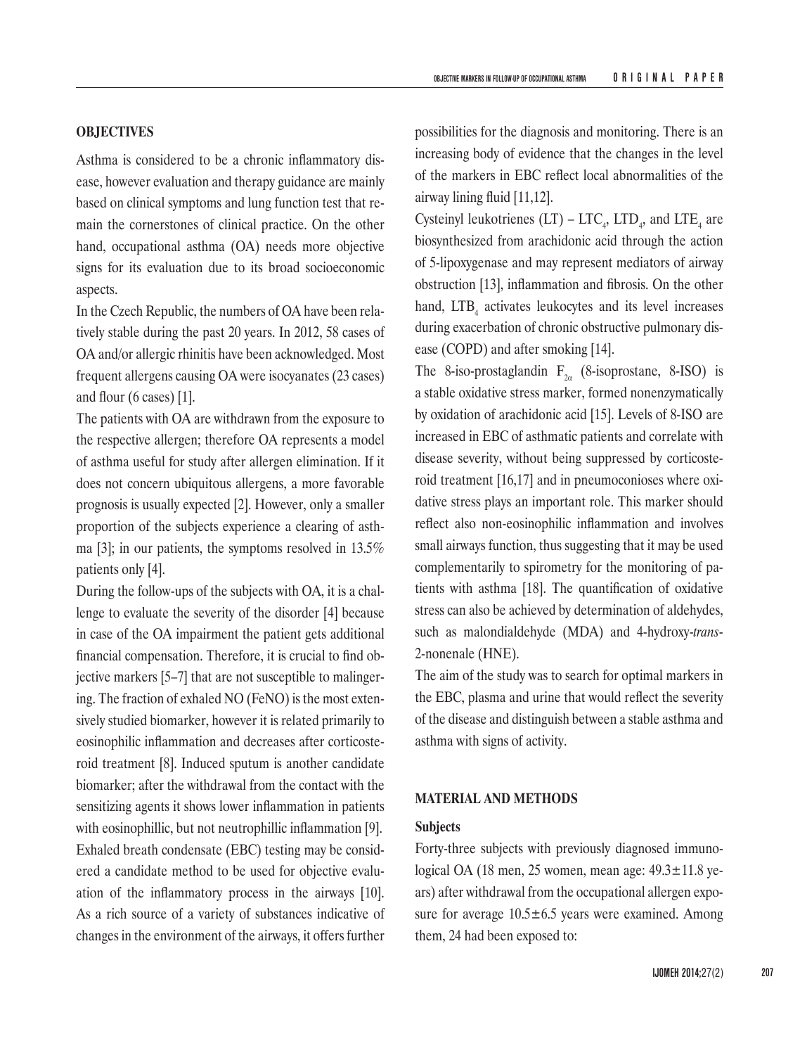## OBJECTIVES

Asthma is considered to be a chronic inflammatory disease, however evaluation and therapy guidance are mainly based on clinical symptoms and lung function test that remain the cornerstones of clinical practice. On the other hand, occupational asthma (OA) needs more objective signs for its evaluation due to its broad socioeconomic aspects.

In the Czech Republic, the numbers of OA have been relatively stable during the past 20 years. In 2012, 58 cases of OA and/or allergic rhinitis have been acknowledged. Most frequent allergens causing OA were isocyanates (23 cases) and flour (6 cases) [1].

The patients with OA are withdrawn from the exposure to the respective allergen; therefore OA represents a model of asthma useful for study after allergen elimination. If it does not concern ubiquitous allergens, a more favorable prognosis is usually expected [2]. However, only a smaller proportion of the subjects experience a clearing of asthma [3]; in our patients, the symptoms resolved in 13.5% patients only [4].

During the follow-ups of the subjects with OA, it is a challenge to evaluate the severity of the disorder [4] because in case of the OA impairment the patient gets additional financial compensation. Therefore, it is crucial to find objective markers [5–7] that are not susceptible to malingering. The fraction of exhaled NO (FeNO) is the most extensively studied biomarker, however it is related primarily to eosinophilic inflammation and decreases after corticosteroid treatment [8]. Induced sputum is another candidate biomarker; after the withdrawal from the contact with the sensitizing agents it shows lower inflammation in patients with eosinophillic, but not neutrophillic inflammation [9].

Exhaled breath condensate (EBC) testing may be considered a candidate method to be used for objective evaluation of the inflammatory process in the airways [10]. As a rich source of a variety of substances indicative of changes in the environment of the airways, it offers further possibilities for the diagnosis and monitoring. There is an increasing body of evidence that the changes in the level of the markers in EBC reflect local abnormalities of the airway lining fluid [11,12].

Cysteinyl leukotrienes (LT) – $LTC_4$, $LTD_4$, and $LTE_4$ are biosynthesized from arachidonic acid through the action of 5-lipoxygenase and may represent mediators of airway obstruction [13], inflammation and fibrosis. On the other hand, $LTB_4$ activates leukocytes and its level increases during exacerbation of chronic obstructive pulmonary disease (COPD) and after smoking [14].

The 8-iso-prostaglandin $F_{2\alpha}$ (8-isoprostane, 8-ISO) is a stable oxidative stress marker, formed nonenzymatically by oxidation of arachidonic acid [15]. Levels of 8-ISO are increased in EBC of asthmatic patients and correlate with disease severity, without being suppressed by corticosteroid treatment [16,17] and in pneumoconioses where oxidative stress plays an important role. This marker should reflect also non-eosinophilic inflammation and involves small airways function, thus suggesting that it may be used complementarily to spirometry for the monitoring of patients with asthma [18]. The quantification of oxidative stress can also be achieved by determination of aldehydes, such as malondialdehyde (MDA) and 4-hydroxy-*trans*-2-nonenale (HNE).

The aim of the study was to search for optimal markers in the EBC, plasma and urine that would reflect the severity of the disease and distinguish between a stable asthma and asthma with signs of activity.

## MATERIAL AND METHODS

### Subjects

Forty-three subjects with previously diagnosed immunological OA (18 men, 25 women, mean age: 49.3±11.8 years) after withdrawal from the occupational allergen exposure for average 10.5±6.5 years were examined. Among them, 24 had been exposed to: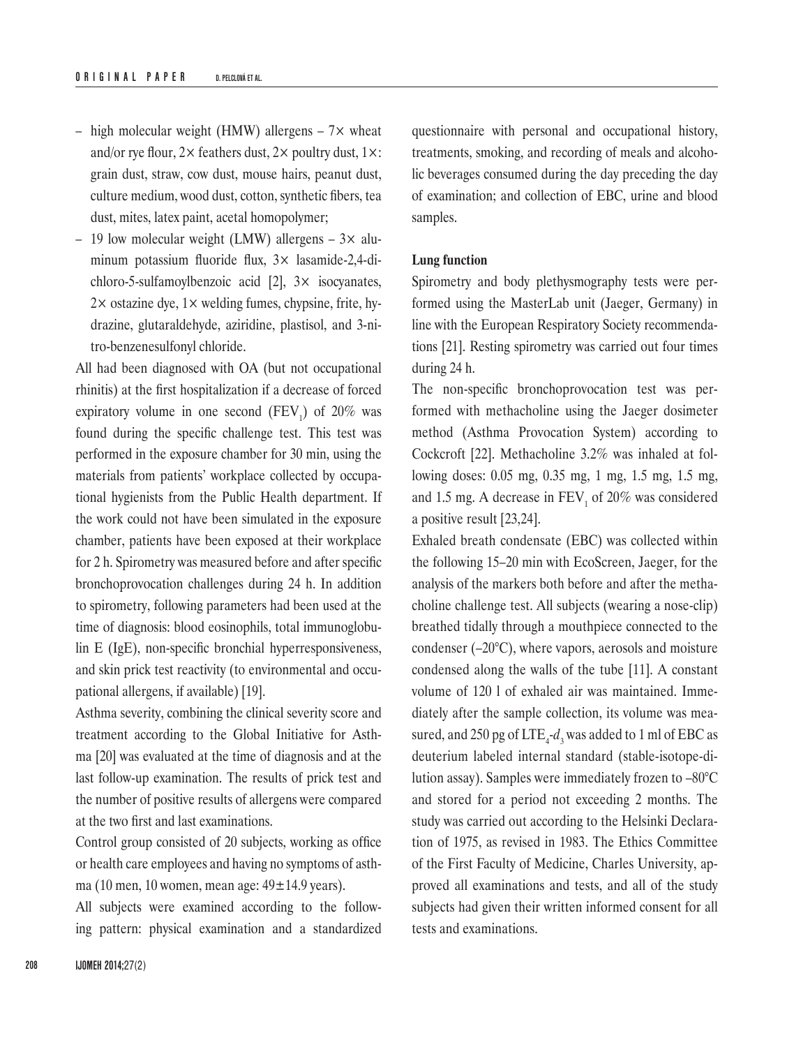- high molecular weight (HMW) allergens – 7× wheat and/or rye flour, 2× feathers dust, 2× poultry dust, 1×: grain dust, straw, cow dust, mouse hairs, peanut dust, culture medium, wood dust, cotton, synthetic fibers, tea dust, mites, latex paint, acetal homopolymer;
- 19 low molecular weight (LMW) allergens – 3× aluminum potassium fluoride flux, 3× lasamide-2,4-dichloro-5-sulfamoylbenzoic acid [2], 3× isocyanates, 2× ostazine dye, 1× welding fumes, chypsine, frite, hydrazine, glutaraldehyde, aziridine, plastisol, and 3-nitro-benzenesulfonyl chloride.

All had been diagnosed with OA (but not occupational rhinitis) at the first hospitalization if a decrease of forced expiratory volume in one second ($FEV_1$) of 20% was found during the specific challenge test. This test was performed in the exposure chamber for 30 min, using the materials from patients' workplace collected by occupational hygienists from the Public Health department. If the work could not have been simulated in the exposure chamber, patients have been exposed at their workplace for 2 h. Spirometry was measured before and after specific bronchoprovocation challenges during 24 h. In addition to spirometry, following parameters had been used at the time of diagnosis: blood eosinophils, total immunoglobulin E (IgE), non-specific bronchial hyperresponsiveness, and skin prick test reactivity (to environmental and occupational allergens, if available) [19].

Asthma severity, combining the clinical severity score and treatment according to the Global Initiative for Asthma [20] was evaluated at the time of diagnosis and at the last follow-up examination. The results of prick test and the number of positive results of allergens were compared at the two first and last examinations.

Control group consisted of 20 subjects, working as office or health care employees and having no symptoms of asthma (10 men, 10 women, mean age: 49±14.9 years).

All subjects were examined according to the following pattern: physical examination and a standardized questionnaire with personal and occupational history, treatments, smoking, and recording of meals and alcoholic beverages consumed during the day preceding the day of examination; and collection of EBC, urine and blood samples.

**Lung function**

Spirometry and body plethysmography tests were performed using the MasterLab unit (Jaeger, Germany) in line with the European Respiratory Society recommendations [21]. Resting spirometry was carried out four times during 24 h.

The non-specific bronchoprovocation test was performed with methacholine using the Jaeger dosimeter method (Asthma Provocation System) according to Cockcroft [22]. Methacholine 3.2% was inhaled at following doses: 0.05 mg, 0.35 mg, 1 mg, 1.5 mg, 1.5 mg, and 1.5 mg. A decrease in $FEV_1$ of 20% was considered a positive result [23,24].

Exhaled breath condensate (EBC) was collected within the following 15–20 min with EcoScreen, Jaeger, for the analysis of the markers both before and after the methacholine challenge test. All subjects (wearing a nose-clip) breathed tidally through a mouthpiece connected to the condenser (–20°C), where vapors, aerosols and moisture condensed along the walls of the tube [11]. A constant volume of 120 l of exhaled air was maintained. Immediately after the sample collection, its volume was measured, and 250 pg of $LTE_4$-$d_3$ was added to 1 ml of EBC as deuterium labeled internal standard (stable-isotope-dilution assay). Samples were immediately frozen to –80°C and stored for a period not exceeding 2 months. The study was carried out according to the Helsinki Declaration of 1975, as revised in 1983. The Ethics Committee of the First Faculty of Medicine, Charles University, approved all examinations and tests, and all of the study subjects had given their written informed consent for all tests and examinations.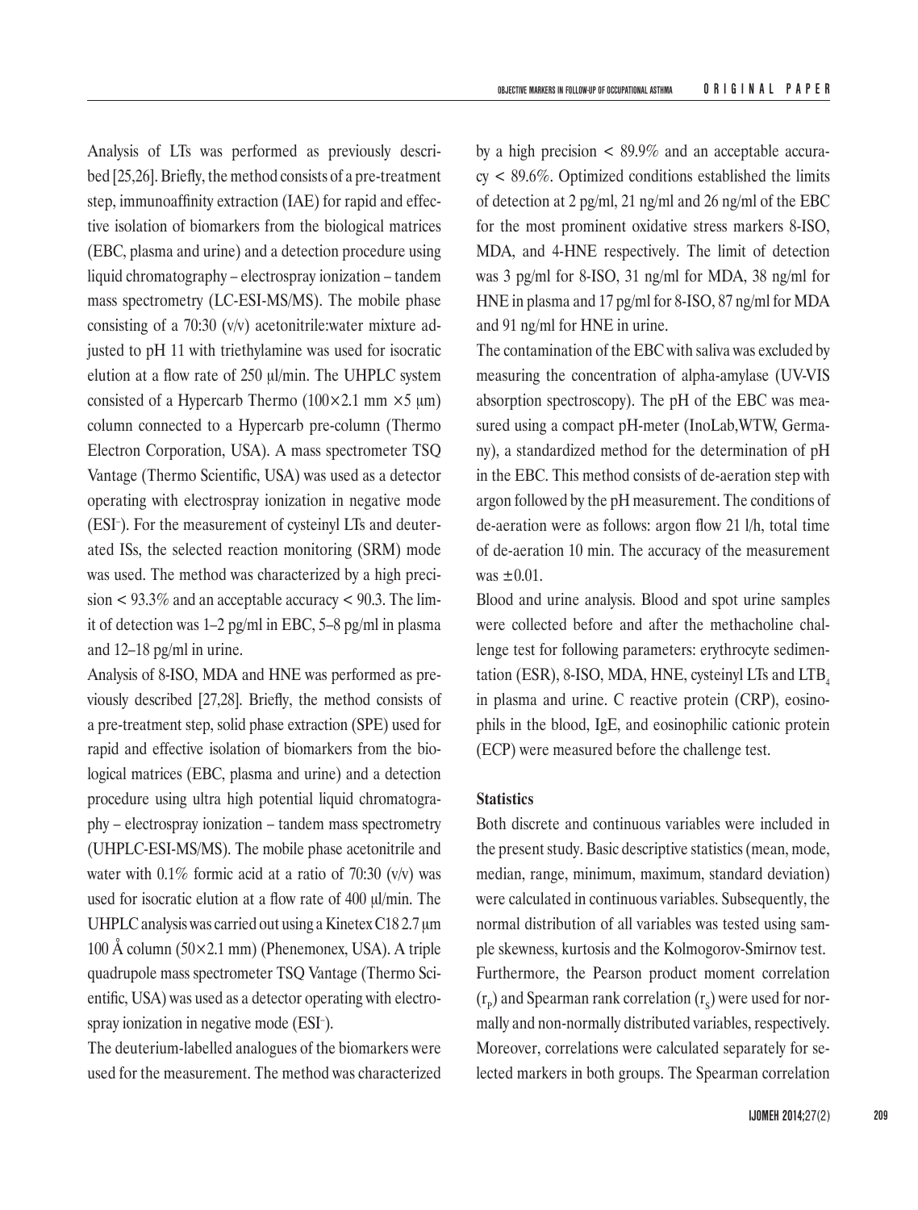Analysis of LTs was performed as previously described [25,26]. Briefly, the method consists of a pre-treatment step, immunoaffinity extraction (IAE) for rapid and effective isolation of biomarkers from the biological matrices (EBC, plasma and urine) and a detection procedure using liquid chromatography – electrospray ionization – tandem mass spectrometry (LC-ESI-MS/MS). The mobile phase consisting of a 70:30 (v/v) acetonitrile:water mixture adjusted to pH 11 with triethylamine was used for isocratic elution at a flow rate of 250 µl/min. The UHPLC system consisted of a Hypercarb Thermo (100×2.1 mm ×5 µm) column connected to a Hypercarb pre-column (Thermo Electron Corporation, USA). A mass spectrometer TSQ Vantage (Thermo Scientific, USA) was used as a detector operating with electrospray ionization in negative mode ($ESI^-$). For the measurement of cysteinyl LTs and deuterated ISs, the selected reaction monitoring (SRM) mode was used. The method was characterized by a high precision < 93.3% and an acceptable accuracy < 90.3. The limit of detection was 1–2 pg/ml in EBC, 5–8 pg/ml in plasma and 12–18 pg/ml in urine.

Analysis of 8-ISO, MDA and HNE was performed as previously described [27,28]. Briefly, the method consists of a pre-treatment step, solid phase extraction (SPE) used for rapid and effective isolation of biomarkers from the biological matrices (EBC, plasma and urine) and a detection procedure using ultra high potential liquid chromatography – electrospray ionization – tandem mass spectrometry (UHPLC-ESI-MS/MS). The mobile phase acetonitrile and water with 0.1% formic acid at a ratio of 70:30 (v/v) was used for isocratic elution at a flow rate of 400 µl/min. The UHPLC analysis was carried out using a Kinetex C18 2.7 µm 100 Å column (50×2.1 mm) (Phenemonex, USA). A triple quadrupole mass spectrometer TSQ Vantage (Thermo Scientific, USA) was used as a detector operating with electrospray ionization in negative mode ($ESI^-$).

The deuterium-labelled analogues of the biomarkers were used for the measurement. The method was characterized by a high precision < 89.9% and an acceptable accuracy < 89.6%. Optimized conditions established the limits of detection at 2 pg/ml, 21 ng/ml and 26 ng/ml of the EBC for the most prominent oxidative stress markers 8-ISO, MDA, and 4-HNE respectively. The limit of detection was 3 pg/ml for 8-ISO, 31 ng/ml for MDA, 38 ng/ml for HNE in plasma and 17 pg/ml for 8-ISO, 87 ng/ml for MDA and 91 ng/ml for HNE in urine.

The contamination of the EBC with saliva was excluded by measuring the concentration of alpha-amylase (UV-VIS absorption spectroscopy). The pH of the EBC was measured using a compact pH-meter (InoLab,WTW, Germany), a standardized method for the determination of pH in the EBC. This method consists of de-aeration step with argon followed by the pH measurement. The conditions of de-aeration were as follows: argon flow 21 l/h, total time of de-aeration 10 min. The accuracy of the measurement was ±0.01.

Blood and urine analysis. Blood and spot urine samples were collected before and after the methacholine challenge test for following parameters: erythrocyte sedimentation (ESR), 8-ISO, MDA, HNE, cysteinyl LTs and $LTB_4$ in plasma and urine. C reactive protein (CRP), eosinophils in the blood, IgE, and eosinophilic cationic protein (ECP) were measured before the challenge test.

**Statistics**

Both discrete and continuous variables were included in the present study. Basic descriptive statistics (mean, mode, median, range, minimum, maximum, standard deviation) were calculated in continuous variables. Subsequently, the normal distribution of all variables was tested using sample skewness, kurtosis and the Kolmogorov-Smirnov test.

Furthermore, the Pearson product moment correlation ($r_P$) and Spearman rank correlation ($r_S$) were used for normally and non-normally distributed variables, respectively. Moreover, correlations were calculated separately for selected markers in both groups. The Spearman correlation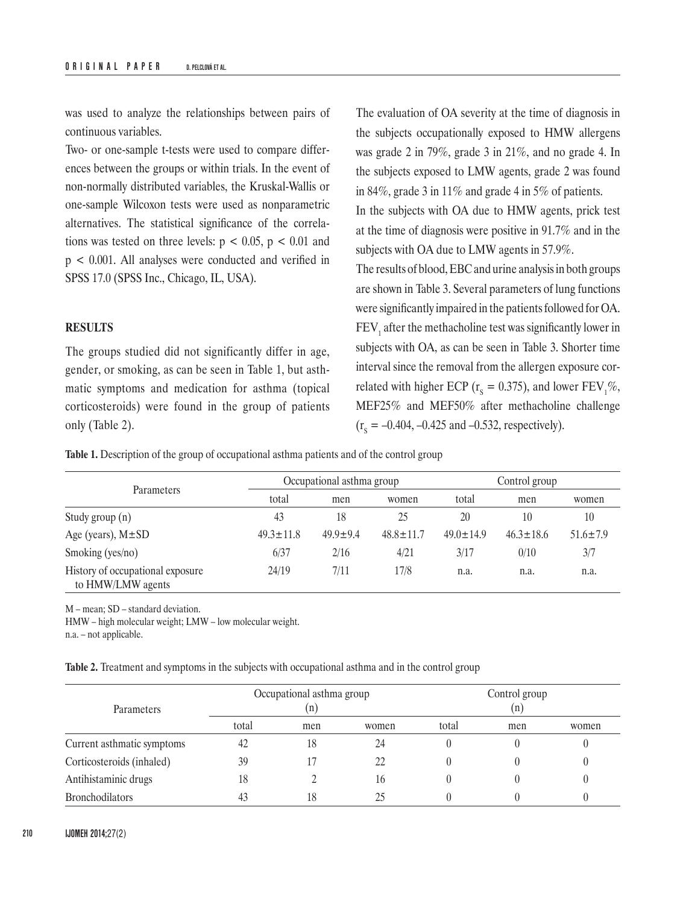was used to analyze the relationships between pairs of continuous variables.

Two- or one-sample t-tests were used to compare differences between the groups or within trials. In the event of non-normally distributed variables, the Kruskal-Wallis or one-sample Wilcoxon tests were used as nonparametric alternatives. The statistical significance of the correlations was tested on three levels: $p < 0.05$, $p < 0.01$ and $p < 0.001$. All analyses were conducted and verified in SPSS 17.0 (SPSS Inc., Chicago, IL, USA).

## RESULTS

The groups studied did not significantly differ in age, gender, or smoking, as can be seen in Table 1, but asthmatic symptoms and medication for asthma (topical corticosteroids) were found in the group of patients only (Table 2).

The evaluation of OA severity at the time of diagnosis in the subjects occupationally exposed to HMW allergens was grade 2 in 79%, grade 3 in 21%, and no grade 4. In the subjects exposed to LMW agents, grade 2 was found in 84%, grade 3 in 11% and grade 4 in 5% of patients.

In the subjects with OA due to HMW agents, prick test at the time of diagnosis were positive in 91.7% and in the subjects with OA due to LMW agents in 57.9%.

The results of blood, EBC and urine analysis in both groups are shown in Table 3. Several parameters of lung functions were significantly impaired in the patients followed for OA. $FEV_1$ after the methacholine test was significantly lower in subjects with OA, as can be seen in Table 3. Shorter time interval since the removal from the allergen exposure correlated with higher ECP ($r_s = 0.375$), and lower $FEV_1$%, MEF25% and MEF50% after methacholine challenge ($r_s = -0.404$, $-0.425$ and $-0.532$, respectively).

**Table 1.** Description of the group of occupational asthma patients and of the control group

| Parameters | Occupational asthma group | | | Control group | | |
|---|---|---|---|---|---|---|
| | total | men | women | total | men | women |
| Study group (n) | 43 | 18 | 25 | 20 | 10 | 10 |
| Age (years), M±SD | 49.3±11.8 | 49.9±9.4 | 48.8±11.7 | 49.0±14.9 | 46.3±18.6 | 51.6±7.9 |
| Smoking (yes/no) | 6/37 | 2/16 | 4/21 | 3/17 | 0/10 | 3/7 |
| History of occupational exposure to HMW/LMW agents | 24/19 | 7/11 | 17/8 | n.a. | n.a. | n.a. |

M – mean; SD – standard deviation.
HMW – high molecular weight; LMW – low molecular weight.
n.a. – not applicable.

**Table 2.** Treatment and symptoms in the subjects with occupational asthma and in the control group

| Parameters | Occupational asthma group (n) | | | Control group (n) | | |
|---|---|---|---|---|---|---|
| | total | men | women | total | men | women |
| Current asthmatic symptoms | 42 | 18 | 24 | 0 | 0 | 0 |
| Corticosteroids (inhaled) | 39 | 17 | 22 | 0 | 0 | 0 |
| Antihistaminic drugs | 18 | 2 | 16 | 0 | 0 | 0 |
| Bronchodilators | 43 | 18 | 25 | 0 | 0 | 0 |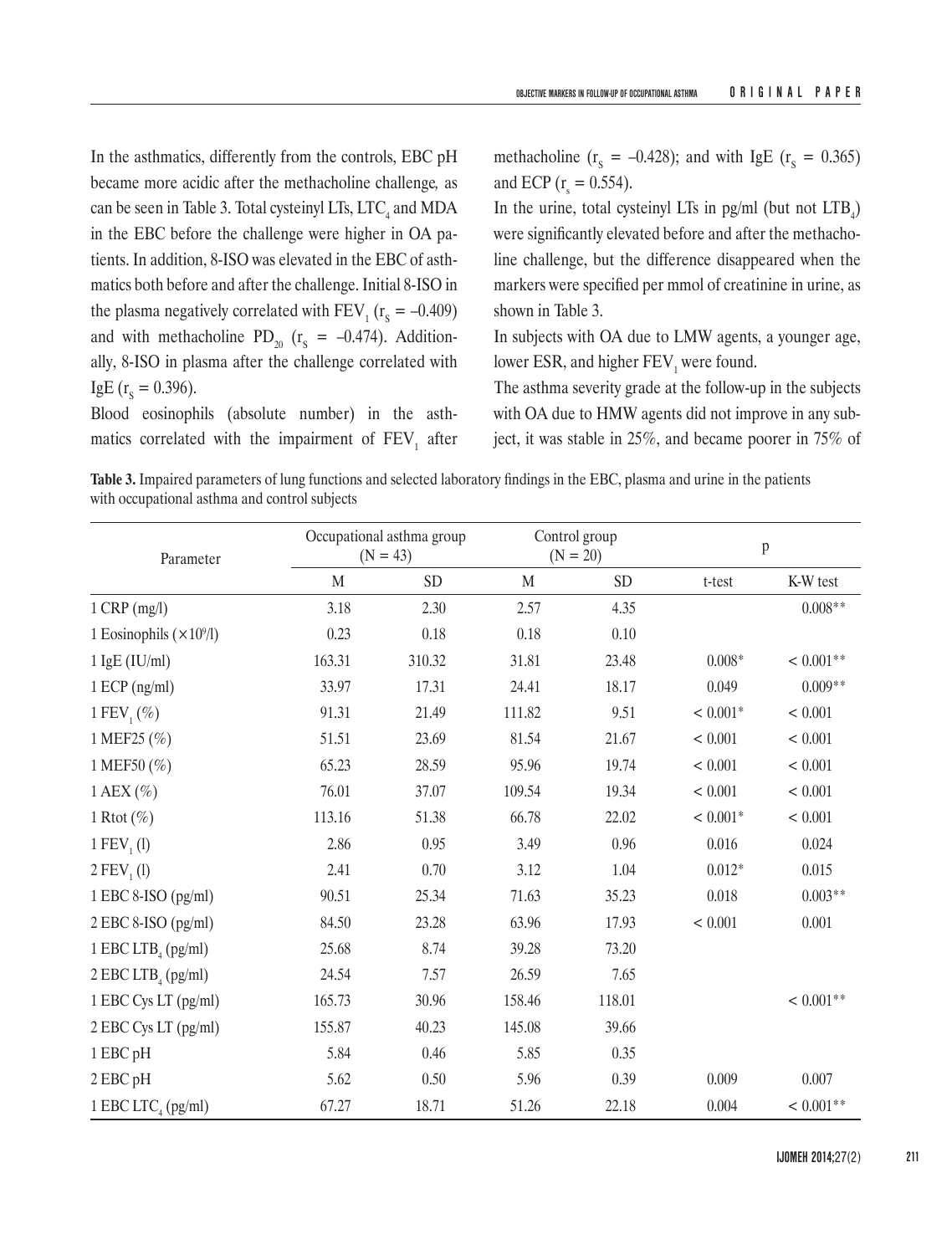In the asthmatics, differently from the controls, EBC pH became more acidic after the methacholine challenge, as can be seen in Table 3. Total cysteinyl LTs, $LTC_4$ and MDA in the EBC before the challenge were higher in OA patients. In addition, 8-ISO was elevated in the EBC of asthmatics both before and after the challenge. Initial 8-ISO in the plasma negatively correlated with $FEV_1$ ($r_s = -0.409$) and with methacholine $PD_{20}$ ($r_s = -0.474$). Additionally, 8-ISO in plasma after the challenge correlated with IgE ($r_s = 0.396$).

Blood eosinophils (absolute number) in the asthmatics correlated with the impairment of $FEV_1$ after methacholine ($r_s = -0.428$); and with IgE ($r_s = 0.365$) and ECP ($r_s = 0.554$).

In the urine, total cysteinyl LTs in pg/ml (but not $LTB_4$) were significantly elevated before and after the methacholine challenge, but the difference disappeared when the markers were specified per mmol of creatinine in urine, as shown in Table 3.

In subjects with OA due to LMW agents, a younger age, lower ESR, and higher $FEV_1$ were found.

The asthma severity grade at the follow-up in the subjects with OA due to HMW agents did not improve in any subject, it was stable in 25%, and became poorer in 75% of

**Table 3.** Impaired parameters of lung functions and selected laboratory findings in the EBC, plasma and urine in the patients with occupational asthma and control subjects

| Parameter | Occupational asthma group (N = 43) | | Control group (N = 20) | | p | |
|---|---|---|---|---|---|---|
| | M | SD | M | SD | t-test | K-W test |
| 1 CRP (mg/l) | 3.18 | 2.30 | 2.57 | 4.35 | | 0.008** |
| 1 Eosinophils ($\times 10^9$/l) | 0.23 | 0.18 | 0.18 | 0.10 | | |
| 1 IgE (IU/ml) | 163.31 | 310.32 | 31.81 | 23.48 | 0.008* | < 0.001** |
| 1 ECP (ng/ml) | 33.97 | 17.31 | 24.41 | 18.17 | 0.049 | 0.009** |
| 1 $FEV_1$ (%) | 91.31 | 21.49 | 111.82 | 9.51 | < 0.001* | < 0.001 |
| 1 MEF25 (%) | 51.51 | 23.69 | 81.54 | 21.67 | < 0.001 | < 0.001 |
| 1 MEF50 (%) | 65.23 | 28.59 | 95.96 | 19.74 | < 0.001 | < 0.001 |
| 1 AEX (%) | 76.01 | 37.07 | 109.54 | 19.34 | < 0.001 | < 0.001 |
| 1 Rtot (%) | 113.16 | 51.38 | 66.78 | 22.02 | < 0.001* | < 0.001 |
| 1 $FEV_1$ (l) | 2.86 | 0.95 | 3.49 | 0.96 | 0.016 | 0.024 |
| 2 $FEV_1$ (l) | 2.41 | 0.70 | 3.12 | 1.04 | 0.012* | 0.015 |
| 1 EBC 8-ISO (pg/ml) | 90.51 | 25.34 | 71.63 | 35.23 | 0.018 | 0.003** |
| 2 EBC 8-ISO (pg/ml) | 84.50 | 23.28 | 63.96 | 17.93 | < 0.001 | 0.001 |
| 1 EBC $LTB_4$ (pg/ml) | 25.68 | 8.74 | 39.28 | 73.20 | | |
| 2 EBC $LTB_4$ (pg/ml) | 24.54 | 7.57 | 26.59 | 7.65 | | |
| 1 EBC Cys LT (pg/ml) | 165.73 | 30.96 | 158.46 | 118.01 | | < 0.001** |
| 2 EBC Cys LT (pg/ml) | 155.87 | 40.23 | 145.08 | 39.66 | | |
| 1 EBC pH | 5.84 | 0.46 | 5.85 | 0.35 | | |
| 2 EBC pH | 5.62 | 0.50 | 5.96 | 0.39 | 0.009 | 0.007 |
| 1 EBC $LTC_4$ (pg/ml) | 67.27 | 18.71 | 51.26 | 22.18 | 0.004 | < 0.001** |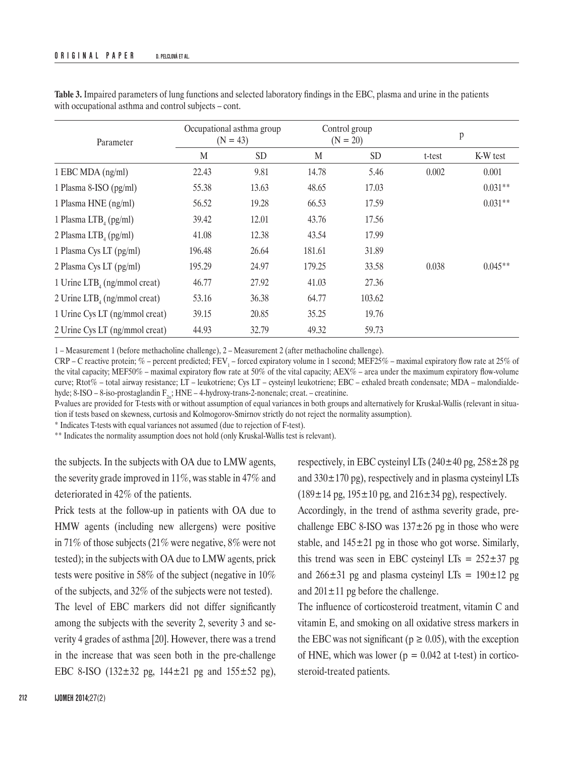**Table 3.** Impaired parameters of lung functions and selected laboratory findings in the EBC, plasma and urine in the patients with occupational asthma and control subjects – cont.

| Parameter | Occupational asthma group (N = 43) | | Control group (N = 20) | | p | |
|---|---|---|---|---|---|---|
| | M | SD | M | SD | t-test | K-W test |
| 1 EBC MDA (ng/ml) | 22.43 | 9.81 | 14.78 | 5.46 | 0.002 | 0.001 |
| 1 Plasma 8-ISO (pg/ml) | 55.38 | 13.63 | 48.65 | 17.03 | | 0.031** |
| 1 Plasma HNE (ng/ml) | 56.52 | 19.28 | 66.53 | 17.59 | | 0.031** |
| 1 Plasma $LTB_4$ (pg/ml) | 39.42 | 12.01 | 43.76 | 17.56 | | |
| 2 Plasma $LTB_4$ (pg/ml) | 41.08 | 12.38 | 43.54 | 17.99 | | |
| 1 Plasma Cys LT (pg/ml) | 196.48 | 26.64 | 181.61 | 31.89 | | |
| 2 Plasma Cys LT (pg/ml) | 195.29 | 24.97 | 179.25 | 33.58 | 0.038 | 0.045** |
| 1 Urine $LTB_4$ (ng/mmol creat) | 46.77 | 27.92 | 41.03 | 27.36 | | |
| 2 Urine $LTB_4$ (ng/mmol creat) | 53.16 | 36.38 | 64.77 | 103.62 | | |
| 1 Urine Cys LT (ng/mmol creat) | 39.15 | 20.85 | 35.25 | 19.76 | | |
| 2 Urine Cys LT (ng/mmol creat) | 44.93 | 32.79 | 49.32 | 59.73 | | |

1 – Measurement 1 (before methacholine challenge), 2 – Measurement 2 (after methacholine challenge).

CRP – C reactive protein; % – percent predicted; $FEV_1$ – forced expiratory volume in 1 second; MEF25% – maximal expiratory flow rate at 25% of the vital capacity; MEF50% – maximal expiratory flow rate at 50% of the vital capacity; AEX% – area under the maximum expiratory flow-volume curve; Rtot% – total airway resistance; LT – leukotriene; Cys LT – cysteinyl leukotriene; EBC – exhaled breath condensate; MDA – malondialdehyde; 8-ISO – 8-iso-prostaglandin $F_{2\alpha}$; HNE – 4-hydroxy-trans-2-nonenale; creat. – creatinine.

P-values are provided for T-tests with or without assumption of equal variances in both groups and alternatively for Kruskal-Wallis (relevant in situation if tests based on skewness, curtosis and Kolmogorov-Smirnov strictly do not reject the normality assumption).

* Indicates T-tests with equal variances not assumed (due to rejection of F-test).

** Indicates the normality assumption does not hold (only Kruskal-Wallis test is relevant).

the subjects. In the subjects with OA due to LMW agents, the severity grade improved in 11%, was stable in 47% and deteriorated in 42% of the patients.

Prick tests at the follow-up in patients with OA due to HMW agents (including new allergens) were positive in 71% of those subjects (21% were negative, 8% were not tested); in the subjects with OA due to LMW agents, prick tests were positive in 58% of the subject (negative in 10% of the subjects, and 32% of the subjects were not tested).

The level of EBC markers did not differ significantly among the subjects with the severity 2, severity 3 and severity 4 grades of asthma [20]. However, there was a trend in the increase that was seen both in the pre-challenge EBC 8-ISO (132±32 pg, 144±21 pg and 155±52 pg), respectively, in EBC cysteinyl LTs (240±40 pg, 258±28 pg and 330±170 pg), respectively and in plasma cysteinyl LTs (189±14 pg, 195±10 pg, and 216±34 pg), respectively.

Accordingly, in the trend of asthma severity grade, pre-challenge EBC 8-ISO was 137±26 pg in those who were stable, and 145±21 pg in those who got worse. Similarly, this trend was seen in EBC cysteinyl LTs = 252±37 pg and 266±31 pg and plasma cysteinyl LTs = 190±12 pg and 201±11 pg before the challenge.

The influence of corticosteroid treatment, vitamin C and vitamin E, and smoking on all oxidative stress markers in the EBC was not significant ($p \geq 0.05$), with the exception of HNE, which was lower ($p = 0.042$ at t-test) in corticosteroid-treated patients.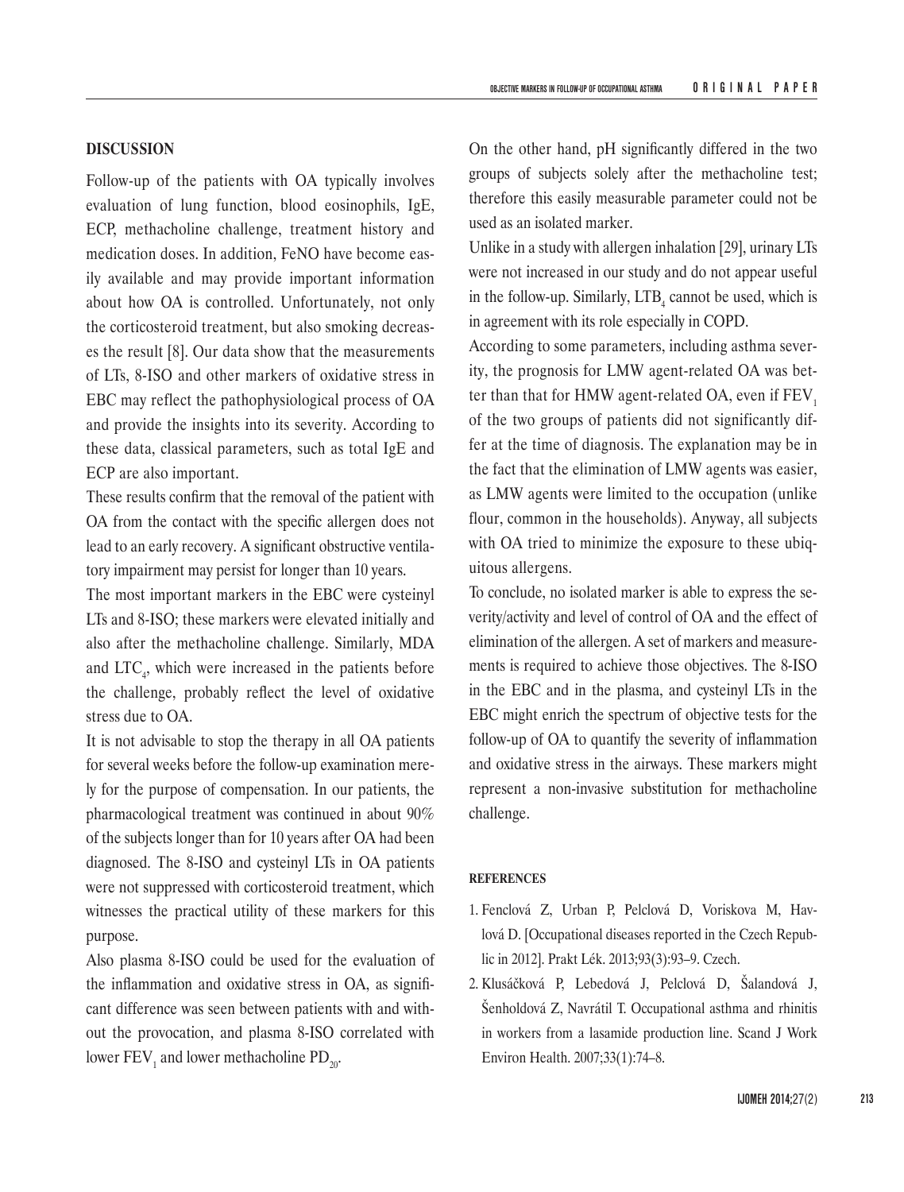## DISCUSSION

Follow-up of the patients with OA typically involves evaluation of lung function, blood eosinophils, IgE, ECP, methacholine challenge, treatment history and medication doses. In addition, FeNO have become easily available and may provide important information about how OA is controlled. Unfortunately, not only the corticosteroid treatment, but also smoking decreases the result [8]. Our data show that the measurements of LTs, 8-ISO and other markers of oxidative stress in EBC may reflect the pathophysiological process of OA and provide the insights into its severity. According to these data, classical parameters, such as total IgE and ECP are also important.

These results confirm that the removal of the patient with OA from the contact with the specific allergen does not lead to an early recovery. A significant obstructive ventilatory impairment may persist for longer than 10 years.

The most important markers in the EBC were cysteinyl LTs and 8-ISO; these markers were elevated initially and also after the methacholine challenge. Similarly, MDA and $LTC_4$, which were increased in the patients before the challenge, probably reflect the level of oxidative stress due to OA.

It is not advisable to stop the therapy in all OA patients for several weeks before the follow-up examination merely for the purpose of compensation. In our patients, the pharmacological treatment was continued in about 90% of the subjects longer than for 10 years after OA had been diagnosed. The 8-ISO and cysteinyl LTs in OA patients were not suppressed with corticosteroid treatment, which witnesses the practical utility of these markers for this purpose.

Also plasma 8-ISO could be used for the evaluation of the inflammation and oxidative stress in OA, as significant difference was seen between patients with and without the provocation, and plasma 8-ISO correlated with lower $FEV_1$ and lower methacholine $PD_{20}$.

On the other hand, pH significantly differed in the two groups of subjects solely after the methacholine test; therefore this easily measurable parameter could not be used as an isolated marker.

Unlike in a study with allergen inhalation [29], urinary LTs were not increased in our study and do not appear useful in the follow-up. Similarly, $LTB_4$ cannot be used, which is in agreement with its role especially in COPD.

According to some parameters, including asthma severity, the prognosis for LMW agent-related OA was better than that for HMW agent-related OA, even if $FEV_1$ of the two groups of patients did not significantly differ at the time of diagnosis. The explanation may be in the fact that the elimination of LMW agents was easier, as LMW agents were limited to the occupation (unlike flour, common in the households). Anyway, all subjects with OA tried to minimize the exposure to these ubiquitous allergens.

To conclude, no isolated marker is able to express the severity/activity and level of control of OA and the effect of elimination of the allergen. A set of markers and measurements is required to achieve those objectives. The 8-ISO in the EBC and in the plasma, and cysteinyl LTs in the EBC might enrich the spectrum of objective tests for the follow-up of OA to quantify the severity of inflammation and oxidative stress in the airways. These markers might represent a non-invasive substitution for methacholine challenge.

### REFERENCES

1. Fenclová Z, Urban P, Pelclová D, Voriskova M, Havlová D. [Occupational diseases reported in the Czech Republic in 2012]. Prakt Lék. 2013;93(3):93–9. Czech.
2. Klusáčková P, Lebedová J, Pelclová D, Šalandová J, Šenholdová Z, Navrátil T. Occupational asthma and rhinitis in workers from a lasamide production line. Scand J Work Environ Health. 2007;33(1):74–8.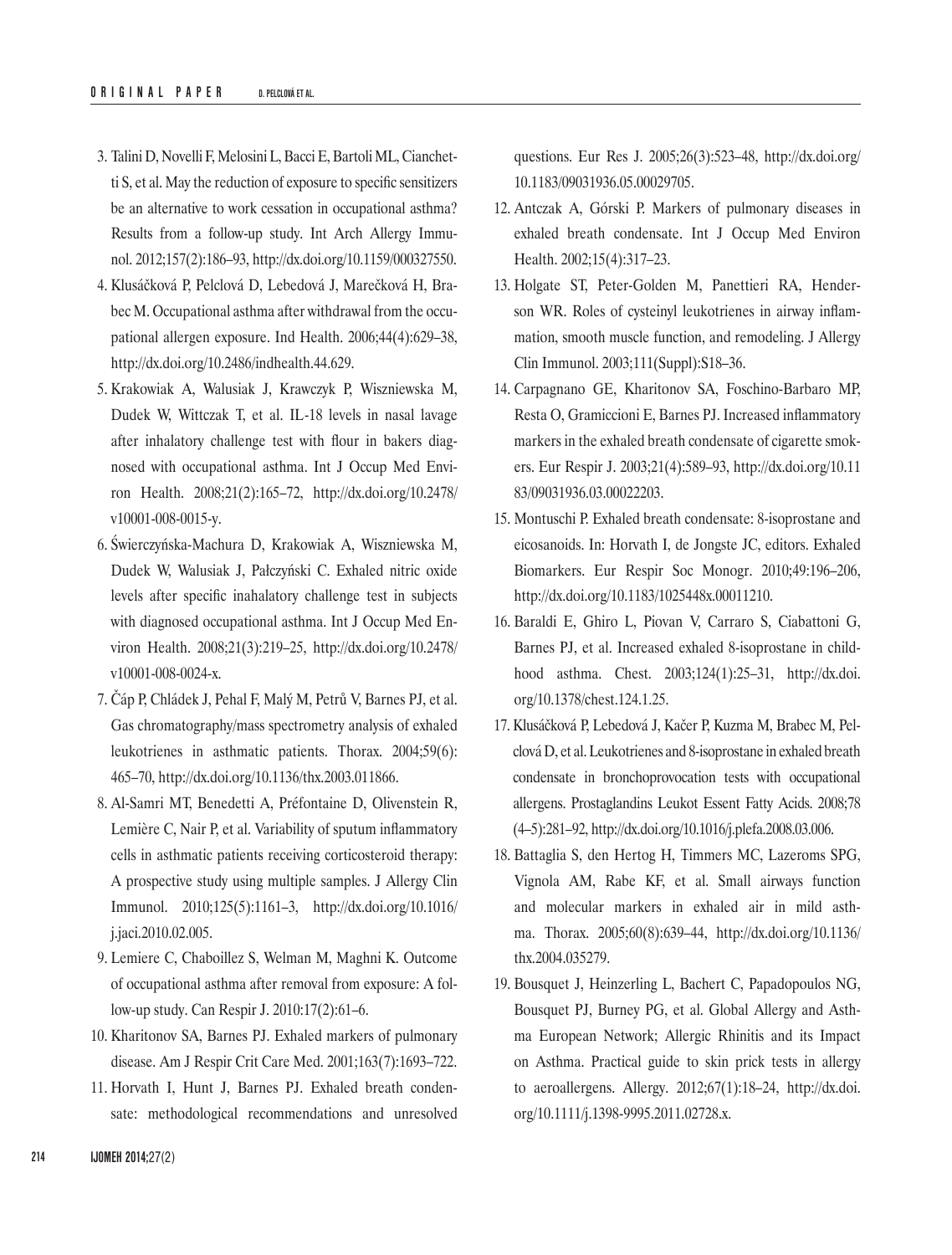3. Talini D, Novelli F, Melosini L, Bacci E, Bartoli ML, Cianchetti S, et al. May the reduction of exposure to specific sensitizers be an alternative to work cessation in occupational asthma? Results from a follow-up study. Int Arch Allergy Immunol. 2012;157(2):186–93, http://dx.doi.org/10.1159/000327550.
4. Klusáčková P, Pelclová D, Lebedová J, Marečková H, Brabec M. Occupational asthma after withdrawal from the occupational allergen exposure. Ind Health. 2006;44(4):629–38, http://dx.doi.org/10.2486/indhealth.44.629.
5. Krakowiak A, Walusiak J, Krawczyk P, Wiszniewska M, Dudek W, Wittczak T, et al. IL-18 levels in nasal lavage after inhalatory challenge test with flour in bakers diagnosed with occupational asthma. Int J Occup Med Environ Health. 2008;21(2):165–72, http://dx.doi.org/10.2478/v10001-008-0015-y.
6. Świerczyńska-Machura D, Krakowiak A, Wiszniewska M, Dudek W, Walusiak J, Pałczyński C. Exhaled nitric oxide levels after specific inahalatory challenge test in subjects with diagnosed occupational asthma. Int J Occup Med Environ Health. 2008;21(3):219–25, http://dx.doi.org/10.2478/v10001-008-0024-x.
7. Čáp P, Chládek J, Pehal F, Malý M, Petrů V, Barnes PJ, et al. Gas chromatography/mass spectrometry analysis of exhaled leukotrienes in asthmatic patients. Thorax. 2004;59(6):465–70, http://dx.doi.org/10.1136/thx.2003.011866.
8. Al-Samri MT, Benedetti A, Préfontaine D, Olivenstein R, Lemière C, Nair P, et al. Variability of sputum inflammatory cells in asthmatic patients receiving corticosteroid therapy: A prospective study using multiple samples. J Allergy Clin Immunol. 2010;125(5):1161–3, http://dx.doi.org/10.1016/j.jaci.2010.02.005.
9. Lemiere C, Chaboillez S, Welman M, Maghni K. Outcome of occupational asthma after removal from exposure: A follow-up study. Can Respir J. 2010:17(2):61–6.
10. Kharitonov SA, Barnes PJ. Exhaled markers of pulmonary disease. Am J Respir Crit Care Med. 2001;163(7):1693–722.
11. Horvath I, Hunt J, Barnes PJ. Exhaled breath condensate: methodological recommendations and unresolved questions. Eur Res J. 2005;26(3):523–48, http://dx.doi.org/10.1183/09031936.05.00029705.
12. Antczak A, Górski P. Markers of pulmonary diseases in exhaled breath condensate. Int J Occup Med Environ Health. 2002;15(4):317–23.
13. Holgate ST, Peter-Golden M, Panettieri RA, Henderson WR. Roles of cysteinyl leukotrienes in airway inflammation, smooth muscle function, and remodeling. J Allergy Clin Immunol. 2003;111(Suppl):S18–36.
14. Carpagnano GE, Kharitonov SA, Foschino-Barbaro MP, Resta O, Gramiccioni E, Barnes PJ. Increased inflammatory markers in the exhaled breath condensate of cigarette smokers. Eur Respir J. 2003;21(4):589–93, http://dx.doi.org/10.1183/09031936.03.00022203.
15. Montuschi P. Exhaled breath condensate: 8-isoprostane and eicosanoids. In: Horvath I, de Jongste JC, editors. Exhaled Biomarkers. Eur Respir Soc Monogr. 2010;49:196–206, http://dx.doi.org/10.1183/1025448x.00011210.
16. Baraldi E, Ghiro L, Piovan V, Carraro S, Ciabattoni G, Barnes PJ, et al. Increased exhaled 8-isoprostane in childhood asthma. Chest. 2003;124(1):25–31, http://dx.doi.org/10.1378/chest.124.1.25.
17. Klusáčková P, Lebedová J, Kačer P, Kuzma M, Brabec M, Pelclová D, et al. Leukotrienes and 8-isoprostane in exhaled breath condensate in bronchoprovocation tests with occupational allergens. Prostaglandins Leukot Essent Fatty Acids. 2008;78(4–5):281–92, http://dx.doi.org/10.1016/j.plefa.2008.03.006.
18. Battaglia S, den Hertog H, Timmers MC, Lazeroms SPG, Vignola AM, Rabe KF, et al. Small airways function and molecular markers in exhaled air in mild asthma. Thorax. 2005;60(8):639–44, http://dx.doi.org/10.1136/thx.2004.035279.
19. Bousquet J, Heinzerling L, Bachert C, Papadopoulos NG, Bousquet PJ, Burney PG, et al. Global Allergy and Asthma European Network; Allergic Rhinitis and its Impact on Asthma. Practical guide to skin prick tests in allergy to aeroallergens. Allergy. 2012;67(1):18–24, http://dx.doi.org/10.1111/j.1398-9995.2011.02728.x.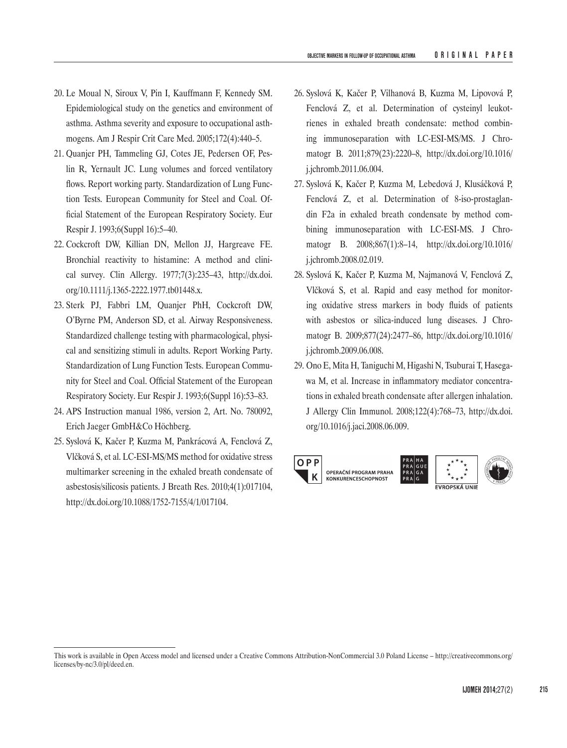20. Le Moual N, Siroux V, Pin I, Kauffmann F, Kennedy SM. Epidemiological study on the genetics and environment of asthma. Asthma severity and exposure to occupational asthmogens. Am J Respir Crit Care Med. 2005;172(4):440–5.
21. Quanjer PH, Tammeling GJ, Cotes JE, Pedersen OF, Peslin R, Yernault JC. Lung volumes and forced ventilatory flows. Report working party. Standardization of Lung Function Tests. European Community for Steel and Coal. Official Statement of the European Respiratory Society. Eur Respir J. 1993;6(Suppl 16):5–40.
22. Cockcroft DW, Killian DN, Mellon JJ, Hargreave FE. Bronchial reactivity to histamine: A method and clinical survey. Clin Allergy. 1977;7(3):235–43, http://dx.doi.org/10.1111/j.1365-2222.1977.tb01448.x.
23. Sterk PJ, Fabbri LM, Quanjer PhH, Cockcroft DW, O'Byrne PM, Anderson SD, et al. Airway Responsiveness. Standardized challenge testing with pharmacological, physical and sensitizing stimuli in adults. Report Working Party. Standardization of Lung Function Tests. European Community for Steel and Coal. Official Statement of the European Respiratory Society. Eur Respir J. 1993;6(Suppl 16):53–83.
24. APS Instruction manual 1986, version 2, Art. No. 780092, Erich Jaeger GmbH&Co Höchberg.
25. Syslová K, Kačer P, Kuzma M, Pankrácová A, Fenclová Z, Vlčková S, et al. LC-ESI-MS/MS method for oxidative stress multimarker screening in the exhaled breath condensate of asbestosis/silicosis patients. J Breath Res. 2010;4(1):017104, http://dx.doi.org/10.1088/1752-7155/4/1/017104.
26. Syslová K, Kačer P, Vilhanová B, Kuzma M, Lipovová P, Fenclová Z, et al. Determination of cysteinyl leukotrienes in exhaled breath condensate: method combining immunoseparation with LC-ESI-MS/MS. J Chromatogr B. 2011;879(23):2220–8, http://dx.doi.org/10.1016/j.jchromb.2011.06.004.
27. Syslová K, Kačer P, Kuzma M, Lebedová J, Klusáčková P, Fenclová Z, et al. Determination of 8-iso-prostaglandin F2a in exhaled breath condensate by method combining immunoseparation with LC-ESI-MS. J Chromatogr B. 2008;867(1):8–14, http://dx.doi.org/10.1016/j.jchromb.2008.02.019.
28. Syslová K, Kačer P, Kuzma M, Najmanová V, Fenclová Z, Vlčková S, et al. Rapid and easy method for monitoring oxidative stress markers in body fluids of patients with asbestos or silica-induced lung diseases. J Chromatogr B. 2009;877(24):2477–86, http://dx.doi.org/10.1016/j.jchromb.2009.06.008.
29. Ono E, Mita H, Taniguchi M, Higashi N, Tsuburai T, Hasegawa M, et al. Increase in inflammatory mediator concentrations in exhaled breath condensate after allergen inhalation. J Allergy Clin Immunol. 2008;122(4):768–73, http://dx.doi.org/10.1016/j.jaci.2008.06.009.

OPERAČNÍ PROGRAM PRAHA KONKURENCESCHOPNOST

EVROPSKÁ UNIE

This work is available in Open Access model and licensed under a Creative Commons Attribution-NonCommercial 3.0 Poland License – http://creativecommons.org/licenses/by-nc/3.0/pl/deed.en.